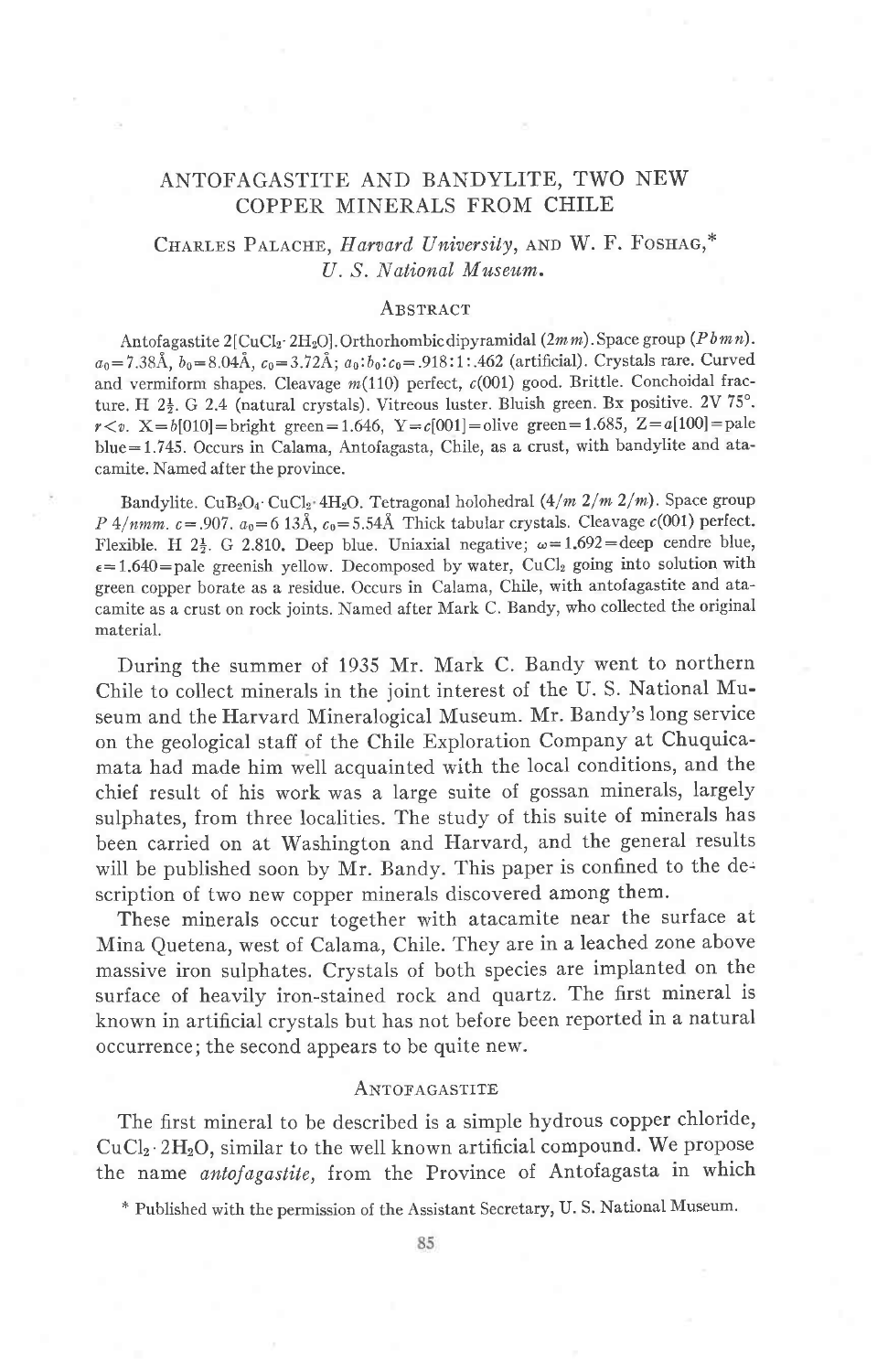# ANTOFAGASTITE AND BANDYLITE, TWO NEW COPPER MINERALS FROM CHILE

Charles Palache, *Harvard University*, and W. F. Foshag,* *U. S. National Museum.*

## Abstract

Antofagastite $2[CuCl_2 \cdot 2H_2O]$. Orthorhombic dipyramidal ($2mm$). Space group ($Pbmn$). $a_0=7.38$Å, $b_0=8.04$Å, $c_0=3.72$Å; $a_0:b_0:c_0=.918:1:.462$ (artificial). Crystals rare. Curved and vermiform shapes. Cleavage $m(110)$ perfect, $c(001)$ good. Brittle. Conchoidal fracture. H $2\frac{1}{2}$. G 2.4 (natural crystals). Vitreous luster. Bluish green. Bx positive. 2V 75°. $r<v$. X$=b[010]$=bright green$=1.646$, Y$=c[001]$=olive green$=1.685$, Z$=a[100]$=pale blue$=1.745$. Occurs in Calama, Antofagasta, Chile, as a crust, with bandylite and atacamite. Named after the province.

Bandylite. $CuB_2O_4 \cdot CuCl_2 \cdot 4H_2O$. Tetragonal holohedral ($4/m\ 2/m\ 2/m$). Space group $P\ 4/nmm$. $c=.907$. $a_0=6\ 13$Å, $c_0=5.54$Å Thick tabular crystals. Cleavage $c(001)$ perfect. Flexible. H $2\frac{1}{2}$. G 2.810. Deep blue. Uniaxial negative; $\omega=1.692$=deep cendre blue, $\epsilon=1.640$=pale greenish yellow. Decomposed by water, $CuCl_2$ going into solution with green copper borate as a residue. Occurs in Calama, Chile, with antofagastite and atacamite as a crust on rock joints. Named after Mark C. Bandy, who collected the original material.

During the summer of 1935 Mr. Mark C. Bandy went to northern Chile to collect minerals in the joint interest of the U. S. National Museum and the Harvard Mineralogical Museum. Mr. Bandy's long service on the geological staff of the Chile Exploration Company at Chuquicamata had made him well acquainted with the local conditions, and the chief result of his work was a large suite of gossan minerals, largely sulphates, from three localities. The study of this suite of minerals has been carried on at Washington and Harvard, and the general results will be published soon by Mr. Bandy. This paper is confined to the description of two new copper minerals discovered among them.

These minerals occur together with atacamite near the surface at Mina Quetena, west of Calama, Chile. They are in a leached zone above massive iron sulphates. Crystals of both species are implanted on the surface of heavily iron-stained rock and quartz. The first mineral is known in artificial crystals but has not before been reported in a natural occurrence; the second appears to be quite new.

## Antofagastite

The first mineral to be described is a simple hydrous copper chloride, $CuCl_2 \cdot 2H_2O$, similar to the well known artificial compound. We propose the name *antofagastite,* from the Province of Antofagasta in which

\* Published with the permission of the Assistant Secretary, U. S. National Museum.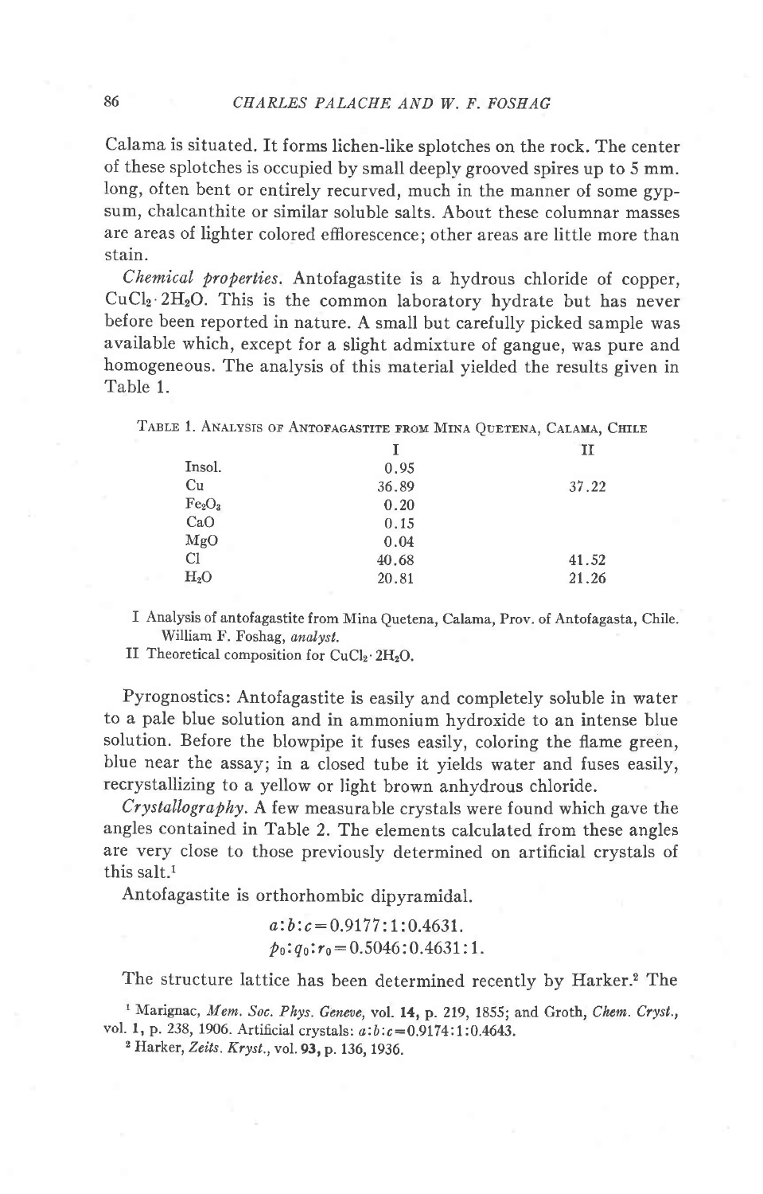Calama is situated. It forms lichen-like splotches on the rock. The center of these splotches is occupied by small deeply grooved spires up to 5 mm. long, often bent or entirely recurved, much in the manner of some gypsum, chalcanthite or similar soluble salts. About these columnar masses are areas of lighter colored efflorescence; other areas are little more than stain.

*Chemical properties.* Antofagastite is a hydrous chloride of copper, $CuCl_2 \cdot 2H_2O$. This is the common laboratory hydrate but has never before been reported in nature. A small but carefully picked sample was available which, except for a slight admixture of gangue, was pure and homogeneous. The analysis of this material yielded the results given in Table 1.

Table 1. Analysis of Antofagastite from Mina Quetena, Calama, Chile

| | I | II |
|---|---|---|
| Insol. | 0.95 | |
| Cu | 36.89 | 37.22 |
| $Fe_2O_3$ | 0.20 | |
| CaO | 0.15 | |
| MgO | 0.04 | |
| Cl | 40.68 | 41.52 |
| $H_2O$ | 20.81 | 21.26 |

I Analysis of antofagastite from Mina Quetena, Calama, Prov. of Antofagasta, Chile. William F. Foshag, *analyst.*

II Theoretical composition for $CuCl_2 \cdot 2H_2O$.

Pyrognostics: Antofagastite is easily and completely soluble in water to a pale blue solution and in ammonium hydroxide to an intense blue solution. Before the blowpipe it fuses easily, coloring the flame green, blue near the assay; in a closed tube it yields water and fuses easily, recrystallizing to a yellow or light brown anhydrous chloride.

*Crystallography.* A few measurable crystals were found which gave the angles contained in Table 2. The elements calculated from these angles are very close to those previously determined on artificial crystals of this salt.[1]

Antofagastite is orthorhombic dipyramidal.

$$a:b:c = 0.9177:1:0.4631.$$

$$p_0:q_0:r_0 = 0.5046:0.4631:1.$$

The structure lattice has been determined recently by Harker.[2] The

[1] Marignac, *Mem. Soc. Phys. Geneve,* vol. **14**, p. 219, 1855; and Groth, *Chem. Cryst.,* vol. **1**, p. 238, 1906. Artificial crystals: $a:b:c = 0.9174:1:0.4643$.

[2] Harker, *Zeits. Kryst.,* vol. **93**, p. 136, 1936.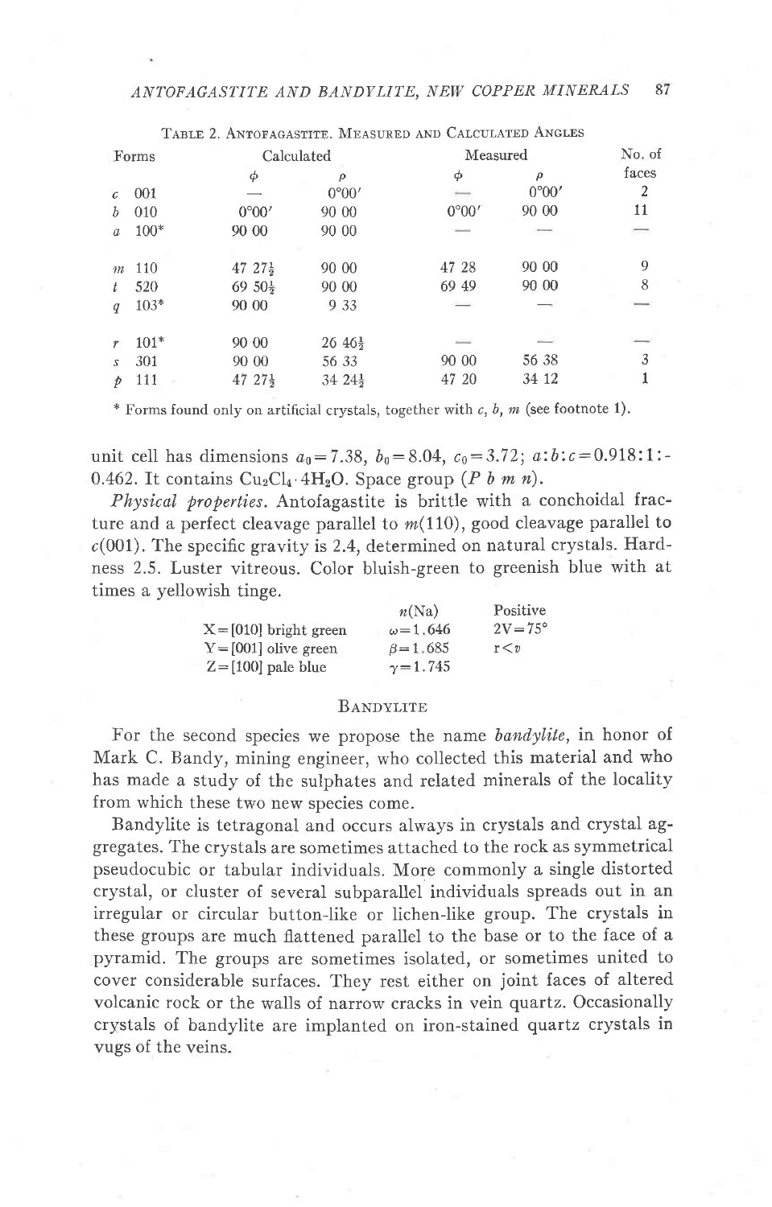Table 2. Antofagastite. Measured and Calculated Angles

| Forms | | Calculated | | Measured | | No. of |
|---|---|---|---|---|---|---|
| | | $\phi$ | $\rho$ | $\phi$ | $\rho$ | faces |
| c | 001 | — | 0°00′ | — | 0°00′ | 2 |
| b | 010 | 0°00′ | 90 00 | 0°00′ | 90 00 | 11 |
| a | 100* | 90 00 | 90 00 | — | — | — |
| m | 110 | 47 27½ | 90 00 | 47 28 | 90 00 | 9 |
| t | 520 | 69 50½ | 90 00 | 69 49 | 90 00 | 8 |
| q | 103* | 90 00 | 9 33 | — | — | — |
| r | 101* | 90 00 | 26 46½ | — | — | — |
| s | 301 | 90 00 | 56 33 | 90 00 | 56 38 | 3 |
| p | 111 | 47 27½ | 34 24½ | 47 20 | 34 12 | 1 |

\* Forms found only on artificial crystals, together with *c*, *b*, *m* (see footnote 1).

unit cell has dimensions $a_0=7.38$, $b_0=8.04$, $c_0=3.72$; $a:b:c=0.918:1:0.462$. It contains $Cu_2Cl_4 \cdot 4H_2O$. Space group ($P\ b\ m\ n$).

*Physical properties.* Antofagastite is brittle with a conchoidal fracture and a perfect cleavage parallel to *m*(110), good cleavage parallel to *c*(001). The specific gravity is 2.4, determined on natural crystals. Hardness 2.5. Luster vitreous. Color bluish-green to greenish blue with at times a yellowish tinge.

| | $n$(Na) | Positive |
|---|---|---|
| X = [010] bright green | $\omega=1.646$ | $2V=75°$ |
| Y = [001] olive green | $\beta=1.685$ | $r<v$ |
| Z = [100] pale blue | $\gamma=1.745$ | |

## Bandylite

For the second species we propose the name *bandylite*, in honor of Mark C. Bandy, mining engineer, who collected this material and who has made a study of the sulphates and related minerals of the locality from which these two new species come.

Bandylite is tetragonal and occurs always in crystals and crystal aggregates. The crystals are sometimes attached to the rock as symmetrical pseudocubic or tabular individuals. More commonly a single distorted crystal, or cluster of several subparallel individuals spreads out in an irregular or circular button-like or lichen-like group. The crystals in these groups are much flattened parallel to the base or to the face of a pyramid. The groups are sometimes isolated, or sometimes united to cover considerable surfaces. They rest either on joint faces of altered volcanic rock or the walls of narrow cracks in vein quartz. Occasionally crystals of bandylite are implanted on iron-stained quartz crystals in vugs of the veins.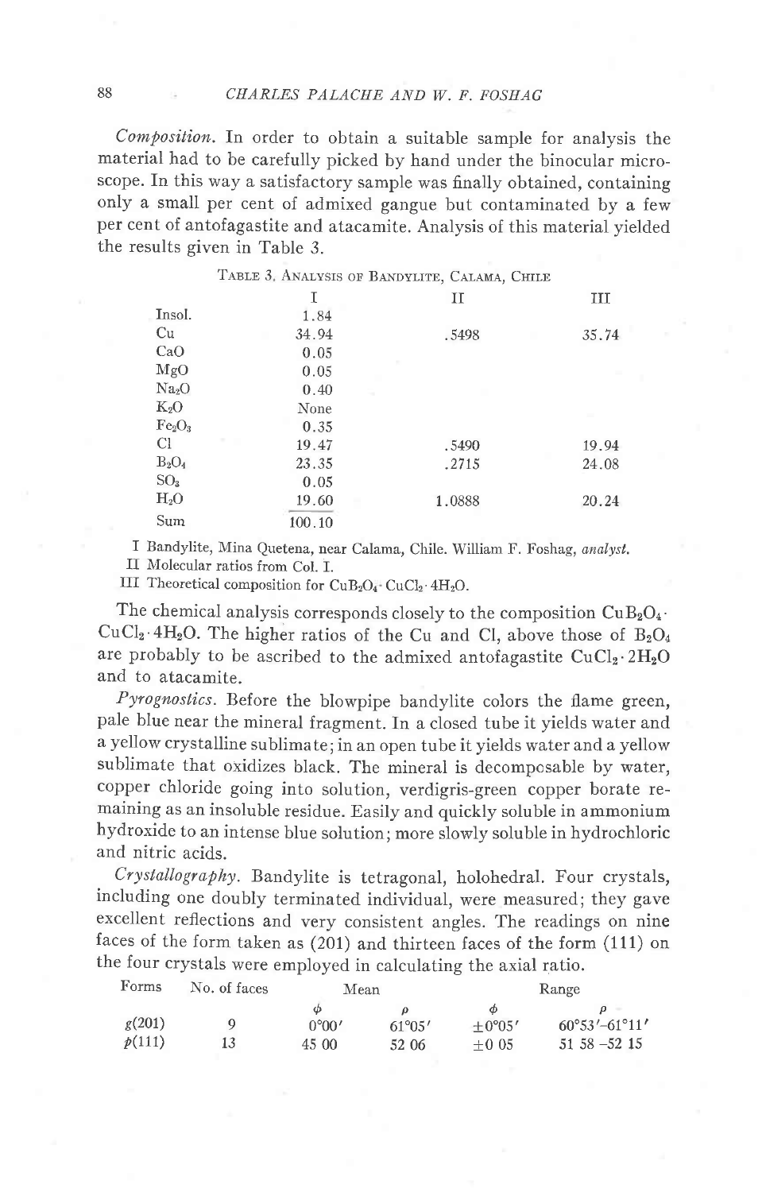*Composition.* In order to obtain a suitable sample for analysis the material had to be carefully picked by hand under the binocular microscope. In this way a satisfactory sample was finally obtained, containing only a small per cent of admixed gangue but contaminated by a few per cent of antofagastite and atacamite. Analysis of this material yielded the results given in Table 3.

Table 3. Analysis of Bandylite, Calama, Chile

| | I | II | III |
|---|---|---|---|
| Insol. | 1.84 | | |
| Cu | 34.94 | .5498 | 35.74 |
| CaO | 0.05 | | |
| MgO | 0.05 | | |
| $Na_2O$ | 0.40 | | |
| $K_2O$ | None | | |
| $Fe_2O_3$ | 0.35 | | |
| Cl | 19.47 | .5490 | 19.94 |
| $B_2O_4$ | 23.35 | .2715 | 24.08 |
| $SO_3$ | 0.05 | | |
| $H_2O$ | 19.60 | 1.0888 | 20.24 |
| Sum | 100.10 | | |

I Bandylite, Mina Quetena, near Calama, Chile. William F. Foshag, *analyst.*
II Molecular ratios from Col. I.
III Theoretical composition for $CuB_2O_4 \cdot CuCl_2 \cdot 4H_2O$.

The chemical analysis corresponds closely to the composition $CuB_2O_4 \cdot CuCl_2 \cdot 4H_2O$. The higher ratios of the Cu and Cl, above those of $B_2O_4$ are probably to be ascribed to the admixed antofagastite $CuCl_2 \cdot 2H_2O$ and to atacamite.

*Pyrognostics.* Before the blowpipe bandylite colors the flame green, pale blue near the mineral fragment. In a closed tube it yields water and a yellow crystalline sublimate; in an open tube it yields water and a yellow sublimate that oxidizes black. The mineral is decomposable by water, copper chloride going into solution, verdigris-green copper borate remaining as an insoluble residue. Easily and quickly soluble in ammonium hydroxide to an intense blue solution; more slowly soluble in hydrochloric and nitric acids.

*Crystallography.* Bandylite is tetragonal, holohedral. Four crystals, including one doubly terminated individual, were measured; they gave excellent reflections and very consistent angles. The readings on nine faces of the form taken as (201) and thirteen faces of the form (111) on the four crystals were employed in calculating the axial ratio.

| Forms | No. of faces | Mean | | Range | |
|---|---|---|---|---|---|
| | | $\phi$ | $\rho$ | $\phi$ | $\rho$ |
| *g*(201) | 9 | 0°00′ | 61°05′ | ±0°05′ | 60°53′–61°11′ |
| *p*(111) | 13 | 45 00 | 52 06 | ±0 05 | 51 58 –52 15 |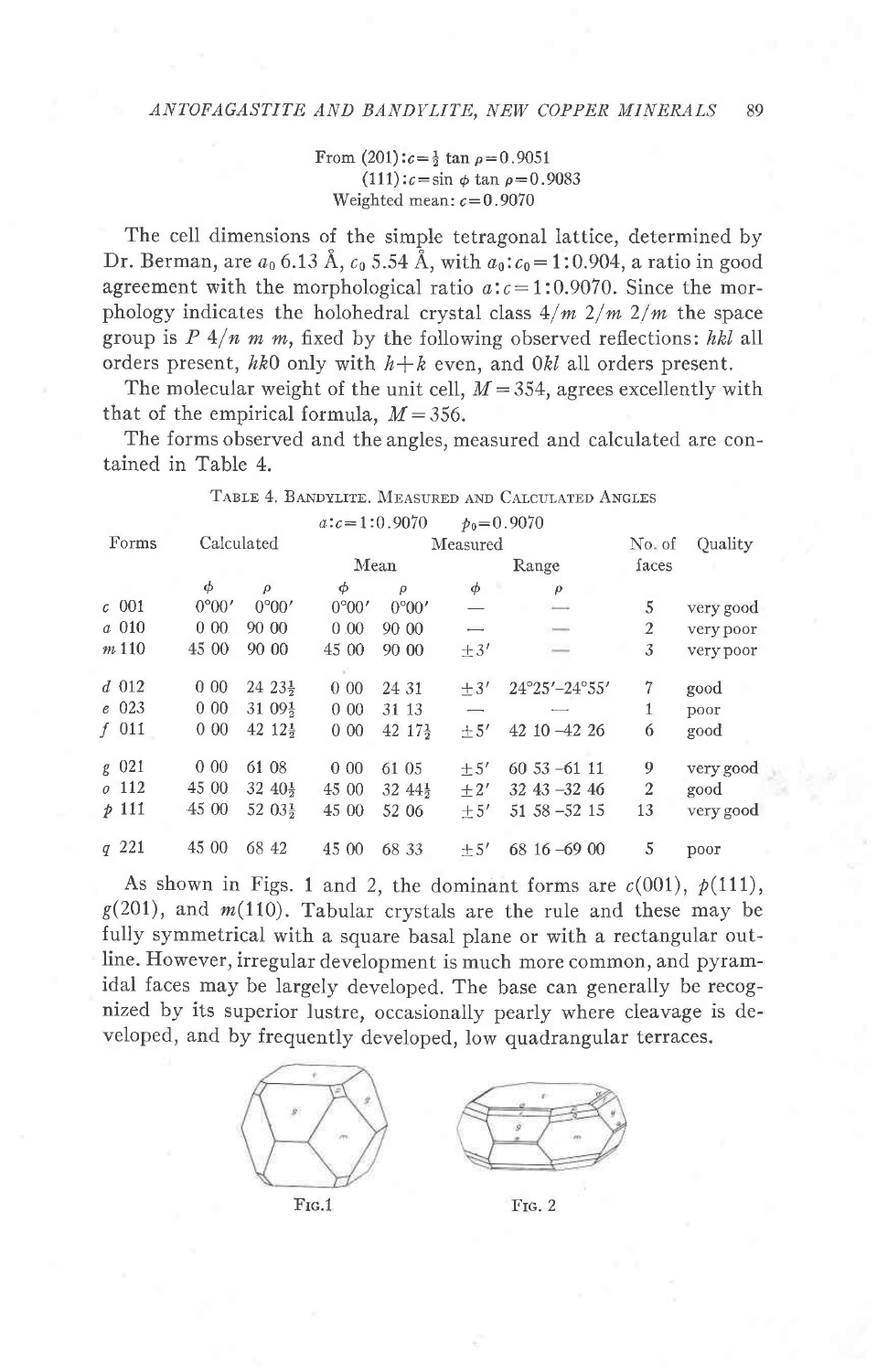From (201): $c = \frac{1}{2} \tan \rho = 0.9051$
(111): $c = \sin \phi \tan \rho = 0.9083$
Weighted mean: $c = 0.9070$

The cell dimensions of the simple tetragonal lattice, determined by Dr. Berman, are $a_0$ 6.13 Å, $c_0$ 5.54 Å, with $a_0 : c_0 = 1:0.904$, a ratio in good agreement with the morphological ratio $a:c = 1:0.9070$. Since the morphology indicates the holohedral crystal class $4/m\ 2/m\ 2/m$ the space group is $P\ 4/n\ m\ m$, fixed by the following observed reflections: $hkl$ all orders present, $hk0$ only with $h+k$ even, and $0kl$ all orders present.

The molecular weight of the unit cell, $M = 354$, agrees excellently with that of the empirical formula, $M = 356$.

The forms observed and the angles, measured and calculated are contained in Table 4.

Table 4. Bandylite. Measured and Calculated Angles

$a:c = 1:0.9070$ $p_0 = 0.9070$

| Forms | Calculated | | Measured | | | | No. of faces | Quality |
|---|---|---|---|---|---|---|---|---|
| | | | Mean | | Range | | | |
| | $\phi$ | $\rho$ | $\phi$ | $\rho$ | $\phi$ | $\rho$ | | |
| c 001 | 0°00′ | 0°00′ | 0°00′ | 0°00′ | — | — | 5 | very good |
| a 010 | 0 00 | 90 00 | 0 00 | 90 00 | — | — | 2 | very poor |
| m 110 | 45 00 | 90 00 | 45 00 | 90 00 | ±3′ | — | 3 | very poor |
| d 012 | 0 00 | 24 23½ | 0 00 | 24 31 | ±3′ | 24°25′–24°55′ | 7 | good |
| e 023 | 0 00 | 31 09½ | 0 00 | 31 13 | — | — | 1 | poor |
| f 011 | 0 00 | 42 12½ | 0 00 | 42 17½ | ±5′ | 42 10 –42 26 | 6 | good |
| g 021 | 0 00 | 61 08 | 0 00 | 61 05 | ±5′ | 60 53 –61 11 | 9 | very good |
| o 112 | 45 00 | 32 40½ | 45 00 | 32 44½ | ±2′ | 32 43 –32 46 | 2 | good |
| p 111 | 45 00 | 52 03½ | 45 00 | 52 06 | ±5′ | 51 58 –52 15 | 13 | very good |
| q 221 | 45 00 | 68 42 | 45 00 | 68 33 | ±5′ | 68 16 –69 00 | 5 | poor |

As shown in Figs. 1 and 2, the dominant forms are $c(001)$, $p(111)$, $g(201)$, and $m(110)$. Tabular crystals are the rule and these may be fully symmetrical with a square basal plane or with a rectangular outline. However, irregular development is much more common, and pyramidal faces may be largely developed. The base can generally be recognized by its superior lustre, occasionally pearly where cleavage is developed, and by frequently developed, low quadrangular terraces.

Fig. 1

Fig. 2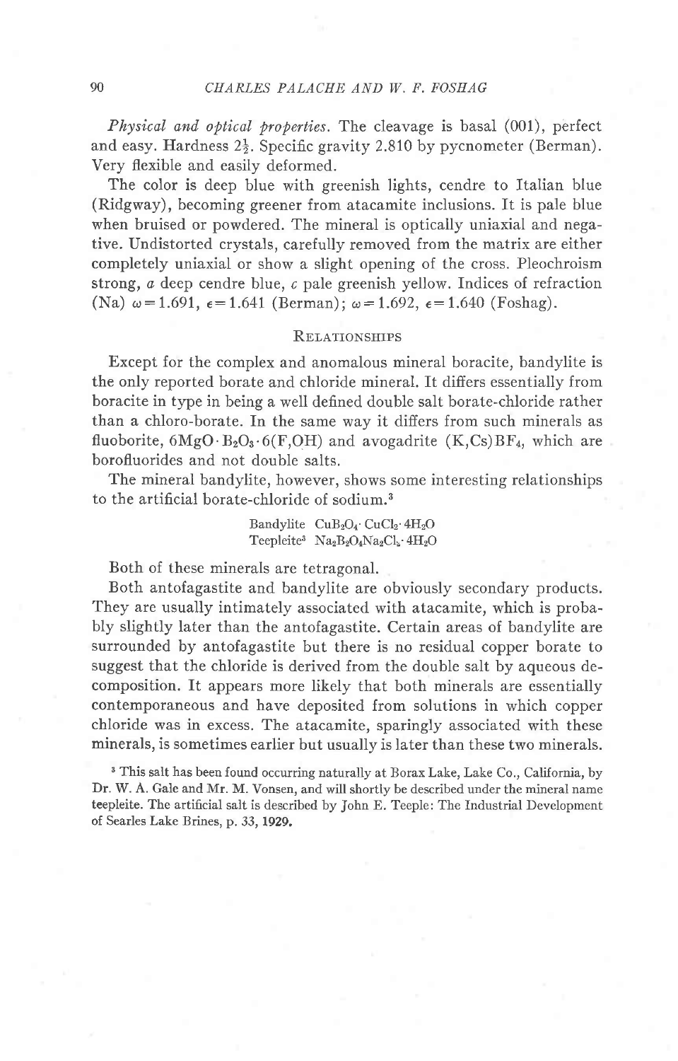*Physical and optical properties.* The cleavage is basal (001), perfect and easy. Hardness $2\frac{1}{2}$. Specific gravity 2.810 by pycnometer (Berman). Very flexible and easily deformed.

The color is deep blue with greenish lights, cendre to Italian blue (Ridgway), becoming greener from atacamite inclusions. It is pale blue when bruised or powdered. The mineral is optically uniaxial and negative. Undistorted crystals, carefully removed from the matrix are either completely uniaxial or show a slight opening of the cross. Pleochroism strong, *a* deep cendre blue, *c* pale greenish yellow. Indices of refraction (Na) $\omega = 1.691$, $\epsilon = 1.641$ (Berman); $\omega = 1.692$, $\epsilon = 1.640$ (Foshag).

## Relationships

Except for the complex and anomalous mineral boracite, bandylite is the only reported borate and chloride mineral. It differs essentially from boracite in type in being a well defined double salt borate-chloride rather than a chloro-borate. In the same way it differs from such minerals as fluoborite, $6MgO \cdot B_2O_3 \cdot 6(F,OH)$ and avogadrite $(K,Cs)BF_4$, which are borofluorides and not double salts.

The mineral bandylite, however, shows some interesting relationships to the artificial borate-chloride of sodium.[3]

Bandylite $CuB_2O_4 \cdot CuCl_2 \cdot 4H_2O$
Teepleite[3] $Na_2B_2O_4Na_2Cl_2 \cdot 4H_2O$

Both of these minerals are tetragonal.

Both antofagastite and bandylite are obviously secondary products. They are usually intimately associated with atacamite, which is probably slightly later than the antofagastite. Certain areas of bandylite are surrounded by antofagastite but there is no residual copper borate to suggest that the chloride is derived from the double salt by aqueous decomposition. It appears more likely that both minerals are essentially contemporaneous and have deposited from solutions in which copper chloride was in excess. The atacamite, sparingly associated with these minerals, is sometimes earlier but usually is later than these two minerals.

[3] This salt has been found occurring naturally at Borax Lake, Lake Co., California, by Dr. W. A. Gale and Mr. M. Vonsen, and will shortly be described under the mineral name teepleite. The artificial salt is described by John E. Teeple: The Industrial Development of Searles Lake Brines, p. 33, 1929.